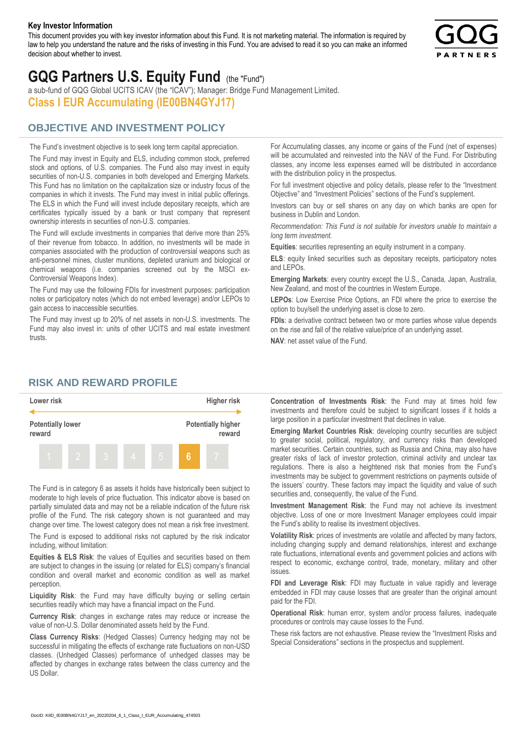**Key Investor Information**

This document provides you with key investor information about this Fund. It is not marketing material. The information is required by law to help you understand the nature and the risks of investing in this Fund. You are advised to read it so you can make an informed decision about whether to invest.

# GQG Partners U.S. Equity Fund (the "Fund")

a sub-fund of GQG Global UCITS ICAV (the "ICAV"); Manager: Bridge Fund Management Limited.

**Class I EUR Accumulating (IE00BN4GYJ17)**

## OBJECTIVE AND INVESTMENT POLICY

The Fund's investment objective is to seek long term capital appreciation.

The Fund may invest in Equity and ELS, including common stock, preferred stock and options, of U.S. companies. The Fund also may invest in equity securities of non-U.S. companies in both developed and Emerging Markets. This Fund has no limitation on the capitalization size or industry focus of the companies in which it invests. The Fund may invest in initial public offerings. The ELS in which the Fund will invest include depositary receipts, which are certificates typically issued by a bank or trust company that represent ownership interests in securities of non-U.S. companies.

The Fund will exclude investments in companies that derive more than 25% of their revenue from tobacco. In addition, no investments will be made in companies associated with the production of controversial weapons such as anti-personnel mines, cluster munitions, depleted uranium and biological or chemical weapons (i.e. companies screened out by the MSCI ex-Controversial Weapons Index).

The Fund may use the following FDIs for investment purposes: participation notes or participatory notes (which do not embed leverage) and/or LEPOs to gain access to inaccessible securities.

The Fund may invest up to 20% of net assets in non-U.S. investments. The Fund may also invest in: units of other UCITS and real estate investment trusts.

For Accumulating classes, any income or gains of the Fund (net of expenses) will be accumulated and reinvested into the NAV of the Fund. For Distributing classes, any income less expenses earned will be distributed in accordance with the distribution policy in the prospectus.

For full investment objective and policy details, please refer to the "Investment Objective" and "Investment Policies" sections of the Fund's supplement.

Investors can buy or sell shares on any day on which banks are open for business in Dublin and London.

*Recommendation: This Fund is not suitable for investors unable to maintain a long term investment.*

**Equities**: securities representing an equity instrument in a company.

**ELS**: equity linked securities such as depositary receipts, participatory notes and LEPOs.

**Emerging Markets**: every country except the U.S., Canada, Japan, Australia, New Zealand, and most of the countries in Western Europe.

**LEPOs**: Low Exercise Price Options, an FDI where the price to exercise the option to buy/sell the underlying asset is close to zero.

**FDIs**: a derivative contract between two or more parties whose value depends on the rise and fall of the relative value/price of an underlying asset.

**NAV**: net asset value of the Fund.

## RISK AND REWARD PROFILE

| Lower risk | | | | | | Higher risk |
|---|---|---|---|---|---|---|
| Potentially lower reward | | | | | | Potentially higher reward |
| 1 | 2 | 3 | 4 | 5 | **6** | 7 |

The Fund is in category 6 as assets it holds have historically been subject to moderate to high levels of price fluctuation. This indicator above is based on partially simulated data and may not be a reliable indication of the future risk profile of the Fund. The risk category shown is not guaranteed and may change over time. The lowest category does not mean a risk free investment.

The Fund is exposed to additional risks not captured by the risk indicator including, without limitation:

**Equities & ELS Risk**: the values of Equities and securities based on them are subject to changes in the issuing (or related for ELS) company's financial condition and overall market and economic condition as well as market perception.

**Liquidity Risk**: the Fund may have difficulty buying or selling certain securities readily which may have a financial impact on the Fund.

**Currency Risk**: changes in exchange rates may reduce or increase the value of non-U.S. Dollar denominated assets held by the Fund.

**Class Currency Risks**: (Hedged Classes) Currency hedging may not be successful in mitigating the effects of exchange rate fluctuations on non-USD classes. (Unhedged Classes) performance of unhedged classes may be affected by changes in exchange rates between the class currency and the US Dollar.

**Concentration of Investments Risk**: the Fund may at times hold few investments and therefore could be subject to significant losses if it holds a large position in a particular investment that declines in value.

**Emerging Market Countries Risk**: developing country securities are subject to greater social, political, regulatory, and currency risks than developed market securities. Certain countries, such as Russia and China, may also have greater risks of lack of investor protection, criminal activity and unclear tax regulations. There is also a heightened risk that monies from the Fund's investments may be subject to government restrictions on payments outside of the issuers' country. These factors may impact the liquidity and value of such securities and, consequently, the value of the Fund.

**Investment Management Risk**: the Fund may not achieve its investment objective. Loss of one or more Investment Manager employees could impair the Fund's ability to realise its investment objectives.

**Volatility Risk**: prices of investments are volatile and affected by many factors, including changing supply and demand relationships, interest and exchange rate fluctuations, international events and government policies and actions with respect to economic, exchange control, trade, monetary, military and other issues.

**FDI and Leverage Risk**: FDI may fluctuate in value rapidly and leverage embedded in FDI may cause losses that are greater than the original amount paid for the FDI.

**Operational Risk**: human error, system and/or process failures, inadequate procedures or controls may cause losses to the Fund.

These risk factors are not exhaustive. Please review the "Investment Risks and Special Considerations" sections in the prospectus and supplement.

DocID: KIID_IE00BN4GYJ17_en_20220204_6_1_Class_I_EUR_Accumulating_474503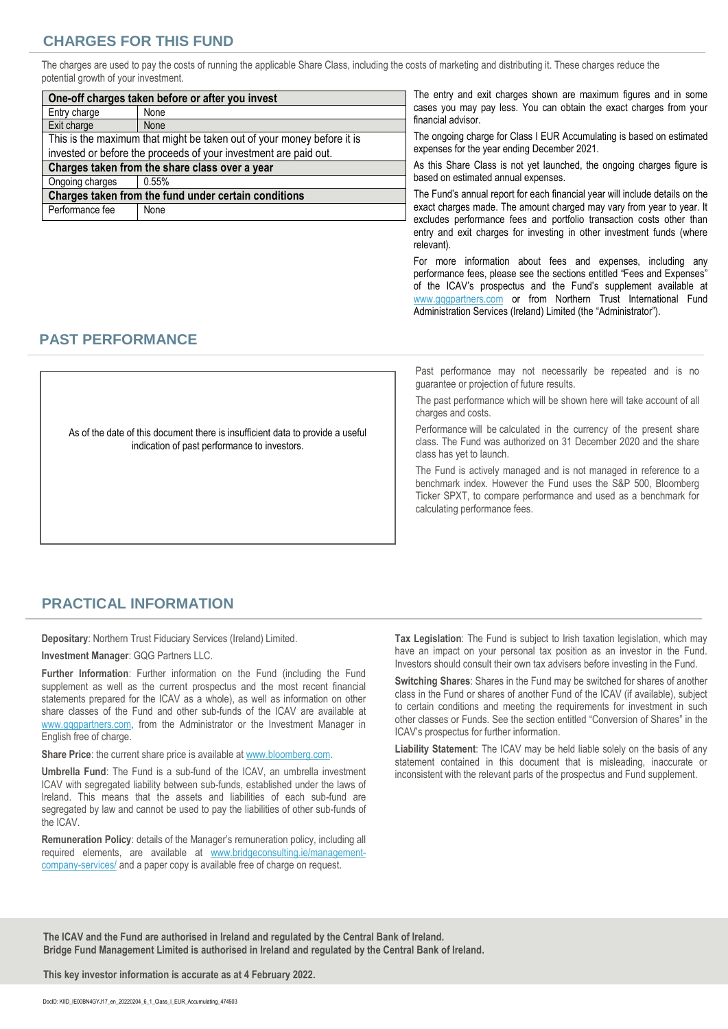## CHARGES FOR THIS FUND

The charges are used to pay the costs of running the applicable Share Class, including the costs of marketing and distributing it. These charges reduce the potential growth of your investment.

| One-off charges taken before or after you invest | |
|---|---|
| Entry charge | None |
| Exit charge | None |
| This is the maximum that might be taken out of your money before it is invested or before the proceeds of your investment are paid out. | |
| **Charges taken from the share class over a year** | |
| Ongoing charges | 0.55% |
| **Charges taken from the fund under certain conditions** | |
| Performance fee | None |

The entry and exit charges shown are maximum figures and in some cases you may pay less. You can obtain the exact charges from your financial advisor.

The ongoing charge for Class I EUR Accumulating is based on estimated expenses for the year ending December 2021.

As this Share Class is not yet launched, the ongoing charges figure is based on estimated annual expenses.

The Fund's annual report for each financial year will include details on the exact charges made. The amount charged may vary from year to year. It excludes performance fees and portfolio transaction costs other than entry and exit charges for investing in other investment funds (where relevant).

For more information about fees and expenses, including any performance fees, please see the sections entitled "Fees and Expenses" of the ICAV's prospectus and the Fund's supplement available at www.gqgpartners.com or from Northern Trust International Fund Administration Services (Ireland) Limited (the "Administrator").

## PAST PERFORMANCE

As of the date of this document there is insufficient data to provide a useful indication of past performance to investors.

Past performance may not necessarily be repeated and is no guarantee or projection of future results.

The past performance which will be shown here will take account of all charges and costs.

Performance will be calculated in the currency of the present share class. The Fund was authorized on 31 December 2020 and the share class has yet to launch.

The Fund is actively managed and is not managed in reference to a benchmark index. However the Fund uses the S&P 500, Bloomberg Ticker SPXT, to compare performance and used as a benchmark for calculating performance fees.

## PRACTICAL INFORMATION

**Depositary**: Northern Trust Fiduciary Services (Ireland) Limited.

**Investment Manager**: GQG Partners LLC.

**Further Information**: Further information on the Fund (including the Fund supplement as well as the current prospectus and the most recent financial statements prepared for the ICAV as a whole), as well as information on other share classes of the Fund and other sub-funds of the ICAV are available at www.gqgpartners.com, from the Administrator or the Investment Manager in English free of charge.

**Share Price**: the current share price is available at www.bloomberg.com.

**Umbrella Fund**: The Fund is a sub-fund of the ICAV, an umbrella investment ICAV with segregated liability between sub-funds, established under the laws of Ireland. This means that the assets and liabilities of each sub-fund are segregated by law and cannot be used to pay the liabilities of other sub-funds of the ICAV.

**Remuneration Policy**: details of the Manager's remuneration policy, including all required elements, are available at www.bridgeconsulting.ie/management-company-services/ and a paper copy is available free of charge on request.

**Tax Legislation**: The Fund is subject to Irish taxation legislation, which may have an impact on your personal tax position as an investor in the Fund. Investors should consult their own tax advisers before investing in the Fund.

**Switching Shares**: Shares in the Fund may be switched for shares of another class in the Fund or shares of another Fund of the ICAV (if available), subject to certain conditions and meeting the requirements for investment in such other classes or Funds. See the section entitled "Conversion of Shares" in the ICAV's prospectus for further information.

**Liability Statement**: The ICAV may be held liable solely on the basis of any statement contained in this document that is misleading, inaccurate or inconsistent with the relevant parts of the prospectus and Fund supplement.

**The ICAV and the Fund are authorised in Ireland and regulated by the Central Bank of Ireland.**
**Bridge Fund Management Limited is authorised in Ireland and regulated by the Central Bank of Ireland.**

**This key investor information is accurate as at 4 February 2022.**

DocID: KIID_IE00BN4GYJ17_en_20220204_6_1_Class_I_EUR_Accumulating_474503